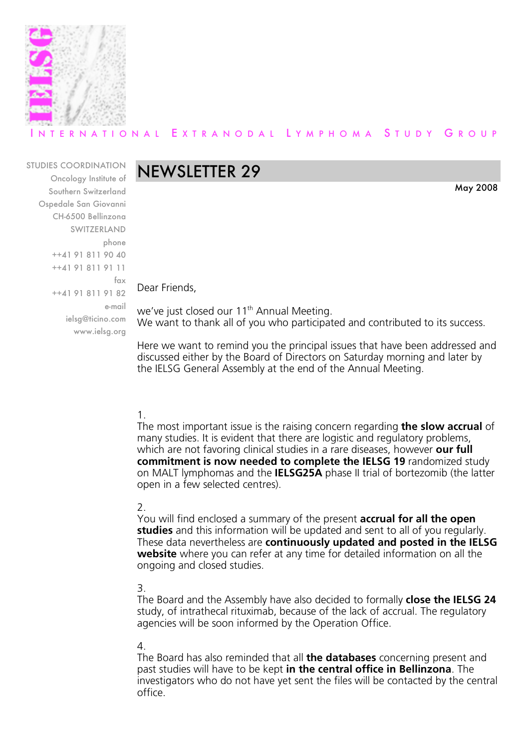INTERNATIONAL EXTRANODAL LYMPHOMA STUDY GROUP

STUDIES COORDINATION
Oncology Institute of
Southern Switzerland
Ospedale San Giovanni
CH-6500 Bellinzona
SWITZERLAND
phone
++41 91 811 90 40
++41 91 811 91 11
fax
++41 91 811 91 82
e-mail
ielsg@ticino.com
www.ielsg.org

# NEWSLETTER 29

May 2008

Dear Friends,

we've just closed our 11th Annual Meeting.
We want to thank all of you who participated and contributed to its success.

Here we want to remind you the principal issues that have been addressed and discussed either by the Board of Directors on Saturday morning and later by the IELSG General Assembly at the end of the Annual Meeting.

1.
The most important issue is the raising concern regarding **the slow accrual** of many studies. It is evident that there are logistic and regulatory problems, which are not favoring clinical studies in a rare diseases, however **our full commitment is now needed to complete the IELSG 19** randomized study on MALT lymphomas and the **IELSG25A** phase II trial of bortezomib (the latter open in a few selected centres).

2.
You will find enclosed a summary of the present **accrual for all the open studies** and this information will be updated and sent to all of you regularly. These data nevertheless are **continuously updated and posted in the IELSG website** where you can refer at any time for detailed information on all the ongoing and closed studies.

3.
The Board and the Assembly have also decided to formally **close the IELSG 24** study, of intrathecal rituximab, because of the lack of accrual. The regulatory agencies will be soon informed by the Operation Office.

4.
The Board has also reminded that all **the databases** concerning present and past studies will have to be kept **in the central office in Bellinzona**. The investigators who do not have yet sent the files will be contacted by the central office.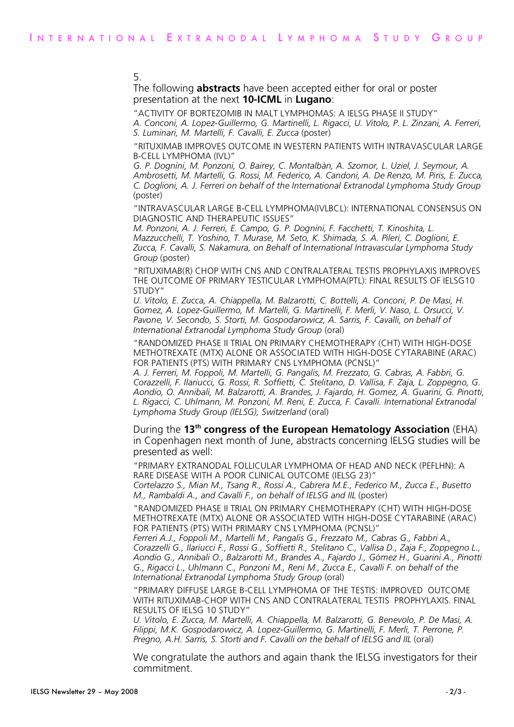5.

The following **abstracts** have been accepted either for oral or poster presentation at the next **10-ICML** in **Lugano**:

"ACTIVITY OF BORTEZOMIB IN MALT LYMPHOMAS: A IELSG PHASE II STUDY"
*A. Conconi, A. Lopez-Guillermo, G. Martinelli, L. Rigacci, U. Vitolo, P. L. Zinzani, A. Ferreri, S. Luminari, M. Martelli, F. Cavalli, E. Zucca* (poster)

"RITUXIMAB IMPROVES OUTCOME IN WESTERN PATIENTS WITH INTRAVASCULAR LARGE B-CELL LYMPHOMA (IVL)"
*G. P. Dognini, M. Ponzoni, O. Bairey, C. Montalbàn, A. Szomor, L. Uziel, J. Seymour, A. Ambrosetti, M. Martelli, G. Rossi, M. Federico, A. Candoni, A. De Renzo, M. Piris, E. Zucca, C. Doglioni, A. J. Ferreri on behalf of the International Extranodal Lymphoma Study Group* (poster)

"INTRAVASCULAR LARGE B-CELL LYMPHOMA(IVLBCL): INTERNATIONAL CONSENSUS ON DIAGNOSTIC AND THERAPEUTIC ISSUES"
*M. Ponzoni, A. J. Ferreri, E. Campo, G. P. Dognini, F. Facchetti, T. Kinoshita, L. Mazzucchelli, T. Yoshino, T. Murase, M. Seto, K. Shimada, S. A. Pileri, C. Doglioni, E. Zucca, F. Cavalli, S. Nakamura, on Behalf of International Intravascular Lymphoma Study Group* (poster)

"RITUXIMAB(R) CHOP WITH CNS AND CONTRALATERAL TESTIS PROPHYLAXIS IMPROVES THE OUTCOME OF PRIMARY TESTICULAR LYMPHOMA(PTL): FINAL RESULTS OF IELSG10 STUDY"
*U. Vitolo, E. Zucca, A. Chiappella, M. Balzarotti, C. Bottelli, A. Conconi, P. De Masi, H. Gomez, A. Lopez-Guillermo, M. Martelli, G. Martinelli, F. Merli, V. Naso, L. Orsucci, V. Pavone, V. Secondo, S. Storti, M. Gospodarowicz, A. Sarris, F. Cavalli, on behalf of International Extranodal Lymphoma Study Group* (oral)

"RANDOMIZED PHASE II TRIAL ON PRIMARY CHEMOTHERAPY (CHT) WITH HIGH-DOSE METHOTREXATE (MTX) ALONE OR ASSOCIATED WITH HIGH-DOSE CYTARABINE (ARAC) FOR PATIENTS (PTS) WITH PRIMARY CNS LYMPHOMA (PCNSL)"
*A. J. Ferreri, M. Foppoli, M. Martelli, G. Pangalis, M. Frezzato, G. Cabras, A. Fabbri, G. Corazzelli, F. Ilariucci, G. Rossi, R. Soffietti, C. Stelitano, D. Vallisa, F. Zaja, L. Zoppegno, G. Aondio, O. Annibali, M. Balzarotti, A. Brandes, J. Fajardo, H. Gomez, A. Guarini, G. Pinotti, L. Rigacci, C. Uhlmann, M. Ponzoni, M. Reni, E. Zucca, F. Cavalli. International Extranodal Lymphoma Study Group (IELSG), Switzerland* (oral)

During the **13th congress of the European Hematology Association** (EHA) in Copenhagen next month of June, abstracts concerning IELSG studies will be presented as well:

"PRIMARY EXTRANODAL FOLLICULAR LYMPHOMA OF HEAD AND NECK (PEFLHN): A RARE DISEASE WITH A POOR CLINICAL OUTCOME (IELSG 23)"
*Cortelazzo S., Mian M., Tsang R., Rossi A., Cabrera M.E., Federico M., Zucca E., Busetto M., Rambaldi A., and Cavalli F., on behalf of IELSG and IIL* (poster)

"RANDOMIZED PHASE II TRIAL ON PRIMARY CHEMOTHERAPY (CHT) WITH HIGH-DOSE METHOTREXATE (MTX) ALONE OR ASSOCIATED WITH HIGH-DOSE CYTARABINE (ARAC) FOR PATIENTS (PTS) WITH PRIMARY CNS LYMPHOMA (PCNSL)"
*Ferreri A.J., Foppoli M., Martelli M., Pangalis G., Frezzato M., Cabras G., Fabbri A., Corazzelli G., Ilariucci F., Rossi G., Soffietti R., Stelitano C., Vallisa D., Zaja F., Zoppegno L., Aondio G., Annibali O., Balzarotti M., Brandes A., Fajardo J., Gómez H., Guarini A., Pinotti G., Rigacci L., Uhlmann C., Ponzoni M., Reni M., Zucca E., Cavalli F. on behalf of the International Extranodal Lymphoma Study Group* (oral)

"PRIMARY DIFFUSE LARGE B-CELL LYMPHOMA OF THE TESTIS: IMPROVED OUTCOME WITH RITUXIMAB-CHOP WITH CNS AND CONTRALATERAL TESTIS PROPHYLAXIS. FINAL RESULTS OF IELSG 10 STUDY"
*U. Vitolo, E. Zucca, M. Martelli, A. Chiappella, M. Balzarotti, G. Benevolo, P. De Masi, A. Filippi, M.K. Gospodarowicz, A. Lopez-Guillermo, G. Martinelli, F. Merli, T. Perrone, P. Pregno, A.H. Sarris, S. Storti and F. Cavalli on the behalf of IELSG and IIL* (oral)

We congratulate the authors and again thank the IELSG investigators for their commitment.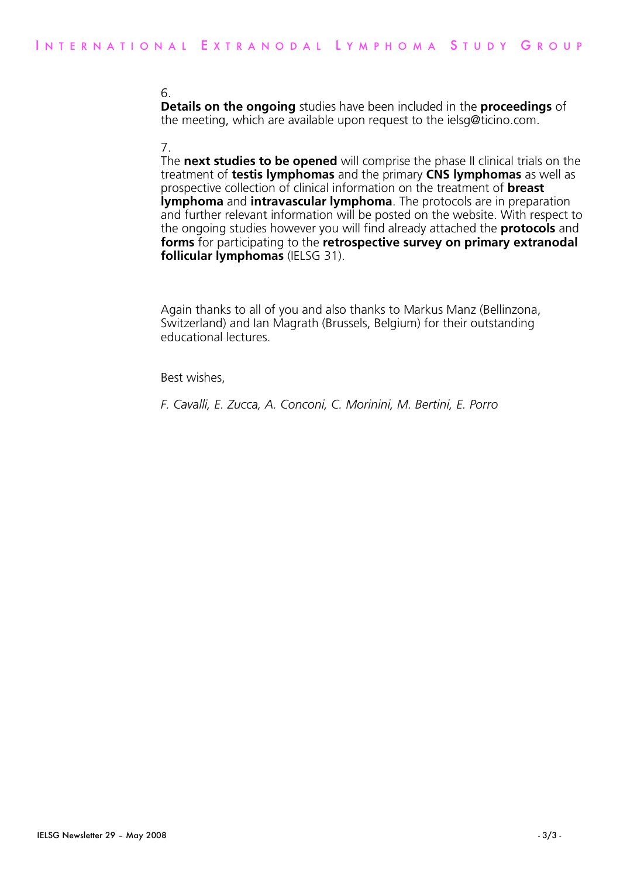6.
**Details on the ongoing** studies have been included in the **proceedings** of the meeting, which are available upon request to the ielsg@ticino.com.

7.
The **next studies to be opened** will comprise the phase II clinical trials on the treatment of **testis lymphomas** and the primary **CNS lymphomas** as well as prospective collection of clinical information on the treatment of **breast lymphoma** and **intravascular lymphoma**. The protocols are in preparation and further relevant information will be posted on the website. With respect to the ongoing studies however you will find already attached the **protocols** and **forms** for participating to the **retrospective survey on primary extranodal follicular lymphomas** (IELSG 31).

Again thanks to all of you and also thanks to Markus Manz (Bellinzona, Switzerland) and Ian Magrath (Brussels, Belgium) for their outstanding educational lectures.

Best wishes,

*F. Cavalli, E. Zucca, A. Conconi, C. Morinini, M. Bertini, E. Porro*